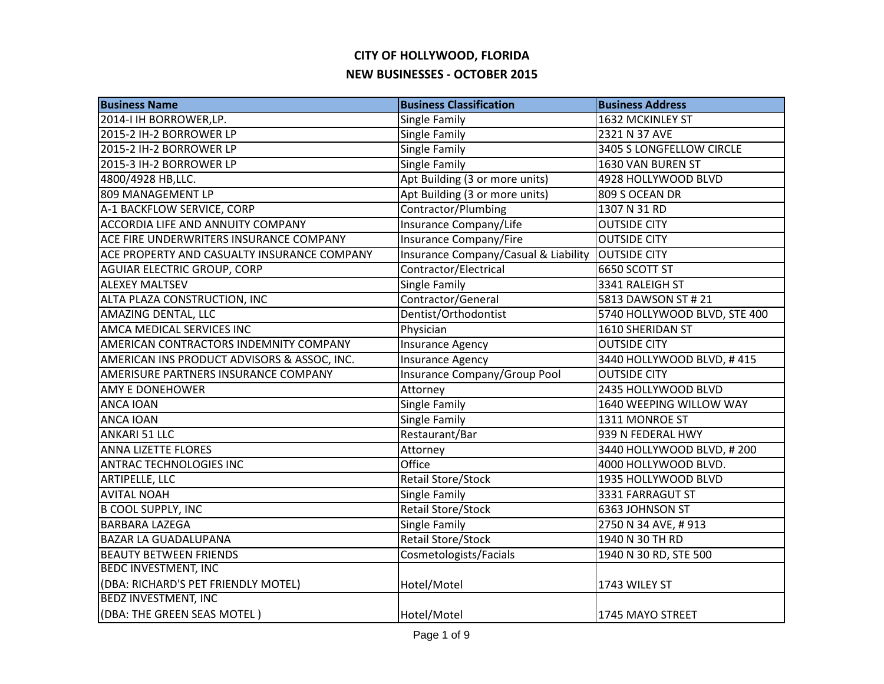# CITY OF HOLLYWOOD, FLORIDA

## NEW BUSINESSES - OCTOBER 2015

| Business Name | Business Classification | Business Address |
|---|---|---|
| 2014-I IH BORROWER,LP. | Single Family | 1632 MCKINLEY ST |
| 2015-2 IH-2 BORROWER LP | Single Family | 2321 N 37 AVE |
| 2015-2 IH-2 BORROWER LP | Single Family | 3405 S LONGFELLOW CIRCLE |
| 2015-3 IH-2 BORROWER LP | Single Family | 1630 VAN BUREN ST |
| 4800/4928 HB,LLC. | Apt Building (3 or more units) | 4928 HOLLYWOOD BLVD |
| 809 MANAGEMENT LP | Apt Building (3 or more units) | 809 S OCEAN DR |
| A-1 BACKFLOW SERVICE, CORP | Contractor/Plumbing | 1307 N 31 RD |
| ACCORDIA LIFE AND ANNUITY COMPANY | Insurance Company/Life | OUTSIDE CITY |
| ACE FIRE UNDERWRITERS INSURANCE COMPANY | Insurance Company/Fire | OUTSIDE CITY |
| ACE PROPERTY AND CASUALTY INSURANCE COMPANY | Insurance Company/Casual & Liability | OUTSIDE CITY |
| AGUIAR ELECTRIC GROUP, CORP | Contractor/Electrical | 6650 SCOTT ST |
| ALEXEY MALTSEV | Single Family | 3341 RALEIGH ST |
| ALTA PLAZA CONSTRUCTION, INC | Contractor/General | 5813 DAWSON ST # 21 |
| AMAZING DENTAL, LLC | Dentist/Orthodontist | 5740 HOLLYWOOD BLVD, STE 400 |
| AMCA MEDICAL SERVICES INC | Physician | 1610 SHERIDAN ST |
| AMERICAN CONTRACTORS INDEMNITY COMPANY | Insurance Agency | OUTSIDE CITY |
| AMERICAN INS PRODUCT ADVISORS & ASSOC, INC. | Insurance Agency | 3440 HOLLYWOOD BLVD, # 415 |
| AMERISURE PARTNERS INSURANCE COMPANY | Insurance Company/Group Pool | OUTSIDE CITY |
| AMY E DONEHOWER | Attorney | 2435 HOLLYWOOD BLVD |
| ANCA IOAN | Single Family | 1640 WEEPING WILLOW WAY |
| ANCA IOAN | Single Family | 1311 MONROE ST |
| ANKARI 51 LLC | Restaurant/Bar | 939 N FEDERAL HWY |
| ANNA LIZETTE FLORES | Attorney | 3440 HOLLYWOOD BLVD, # 200 |
| ANTRAC TECHNOLOGIES INC | Office | 4000 HOLLYWOOD BLVD. |
| ARTIPELLE, LLC | Retail Store/Stock | 1935 HOLLYWOOD BLVD |
| AVITAL NOAH | Single Family | 3331 FARRAGUT ST |
| B COOL SUPPLY, INC | Retail Store/Stock | 6363 JOHNSON ST |
| BARBARA LAZEGA | Single Family | 2750 N 34 AVE, # 913 |
| BAZAR LA GUADALUPANA | Retail Store/Stock | 1940 N 30 TH RD |
| BEAUTY BETWEEN FRIENDS | Cosmetologists/Facials | 1940 N 30 RD, STE 500 |
| BEDC INVESTMENT, INC (DBA: RICHARD'S PET FRIENDLY MOTEL) | Hotel/Motel | 1743 WILEY ST |
| BEDZ INVESTMENT, INC (DBA: THE GREEN SEAS MOTEL ) | Hotel/Motel | 1745 MAYO STREET |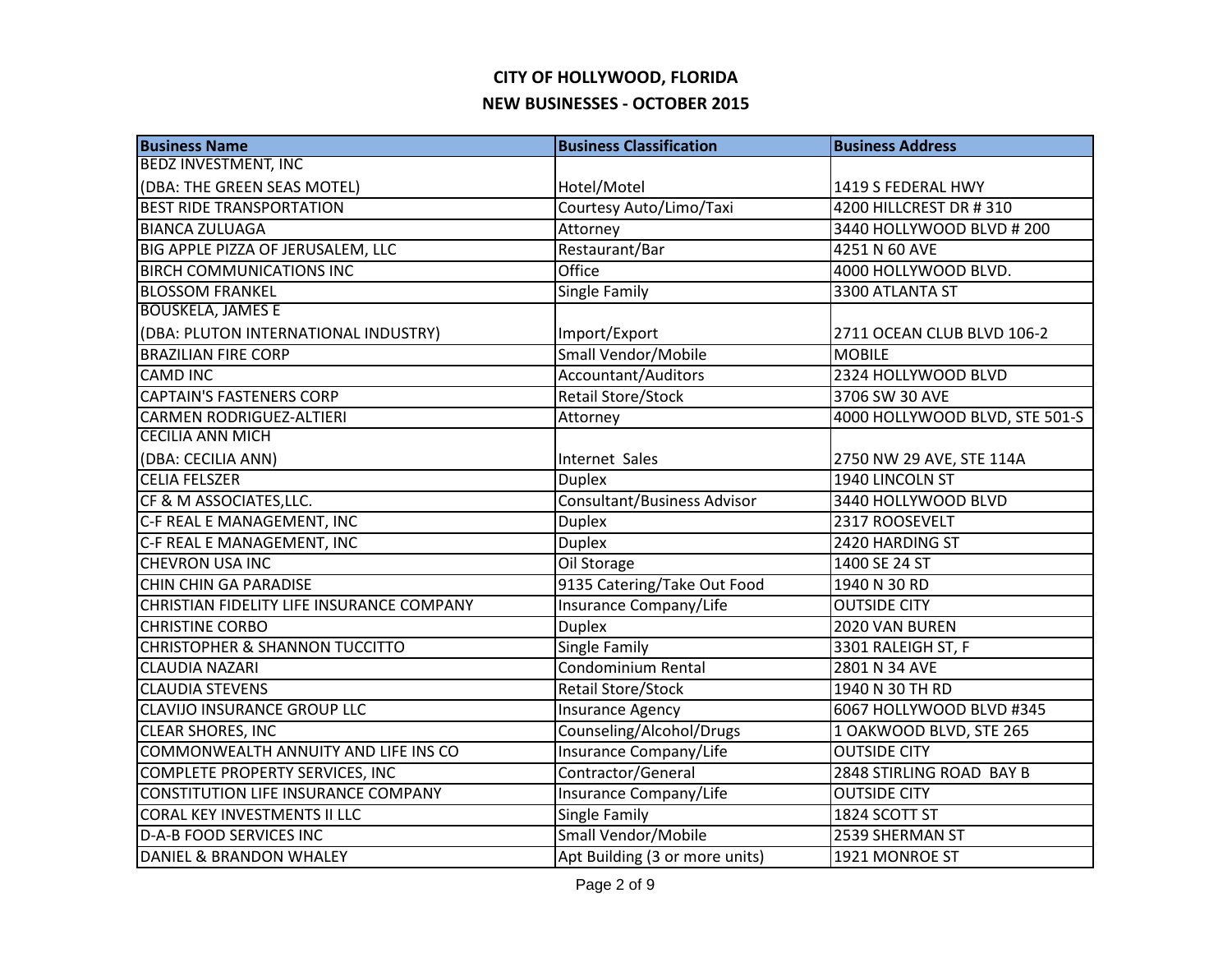# CITY OF HOLLYWOOD, FLORIDA

## NEW BUSINESSES - OCTOBER 2015

| Business Name | Business Classification | Business Address |
|---|---|---|
| BEDZ INVESTMENT, INC (DBA: THE GREEN SEAS MOTEL) | Hotel/Motel | 1419 S FEDERAL HWY |
| BEST RIDE TRANSPORTATION | Courtesy Auto/Limo/Taxi | 4200 HILLCREST DR # 310 |
| BIANCA ZULUAGA | Attorney | 3440 HOLLYWOOD BLVD # 200 |
| BIG APPLE PIZZA OF JERUSALEM, LLC | Restaurant/Bar | 4251 N 60 AVE |
| BIRCH COMMUNICATIONS INC | Office | 4000 HOLLYWOOD BLVD. |
| BLOSSOM FRANKEL | Single Family | 3300 ATLANTA ST |
| BOUSKELA, JAMES E (DBA: PLUTON INTERNATIONAL INDUSTRY) | Import/Export | 2711 OCEAN CLUB BLVD 106-2 |
| BRAZILIAN FIRE CORP | Small Vendor/Mobile | MOBILE |
| CAMD INC | Accountant/Auditors | 2324 HOLLYWOOD BLVD |
| CAPTAIN'S FASTENERS CORP | Retail Store/Stock | 3706 SW 30 AVE |
| CARMEN RODRIGUEZ-ALTIERI | Attorney | 4000 HOLLYWOOD BLVD, STE 501-S |
| CECILIA ANN MICH (DBA: CECILIA ANN) | Internet Sales | 2750 NW 29 AVE, STE 114A |
| CELIA FELSZER | Duplex | 1940 LINCOLN ST |
| CF & M ASSOCIATES,LLC. | Consultant/Business Advisor | 3440 HOLLYWOOD BLVD |
| C-F REAL E MANAGEMENT, INC | Duplex | 2317 ROOSEVELT |
| C-F REAL E MANAGEMENT, INC | Duplex | 2420 HARDING ST |
| CHEVRON USA INC | Oil Storage | 1400 SE 24 ST |
| CHIN CHIN GA PARADISE | 9135 Catering/Take Out Food | 1940 N 30 RD |
| CHRISTIAN FIDELITY LIFE INSURANCE COMPANY | Insurance Company/Life | OUTSIDE CITY |
| CHRISTINE CORBO | Duplex | 2020 VAN BUREN |
| CHRISTOPHER & SHANNON TUCCITTO | Single Family | 3301 RALEIGH ST, F |
| CLAUDIA NAZARI | Condominium Rental | 2801 N 34 AVE |
| CLAUDIA STEVENS | Retail Store/Stock | 1940 N 30 TH RD |
| CLAVIJO INSURANCE GROUP LLC | Insurance Agency | 6067 HOLLYWOOD BLVD #345 |
| CLEAR SHORES, INC | Counseling/Alcohol/Drugs | 1 OAKWOOD BLVD, STE 265 |
| COMMONWEALTH ANNUITY AND LIFE INS CO | Insurance Company/Life | OUTSIDE CITY |
| COMPLETE PROPERTY SERVICES, INC | Contractor/General | 2848 STIRLING ROAD BAY B |
| CONSTITUTION LIFE INSURANCE COMPANY | Insurance Company/Life | OUTSIDE CITY |
| CORAL KEY INVESTMENTS II LLC | Single Family | 1824 SCOTT ST |
| D-A-B FOOD SERVICES INC | Small Vendor/Mobile | 2539 SHERMAN ST |
| DANIEL & BRANDON WHALEY | Apt Building (3 or more units) | 1921 MONROE ST |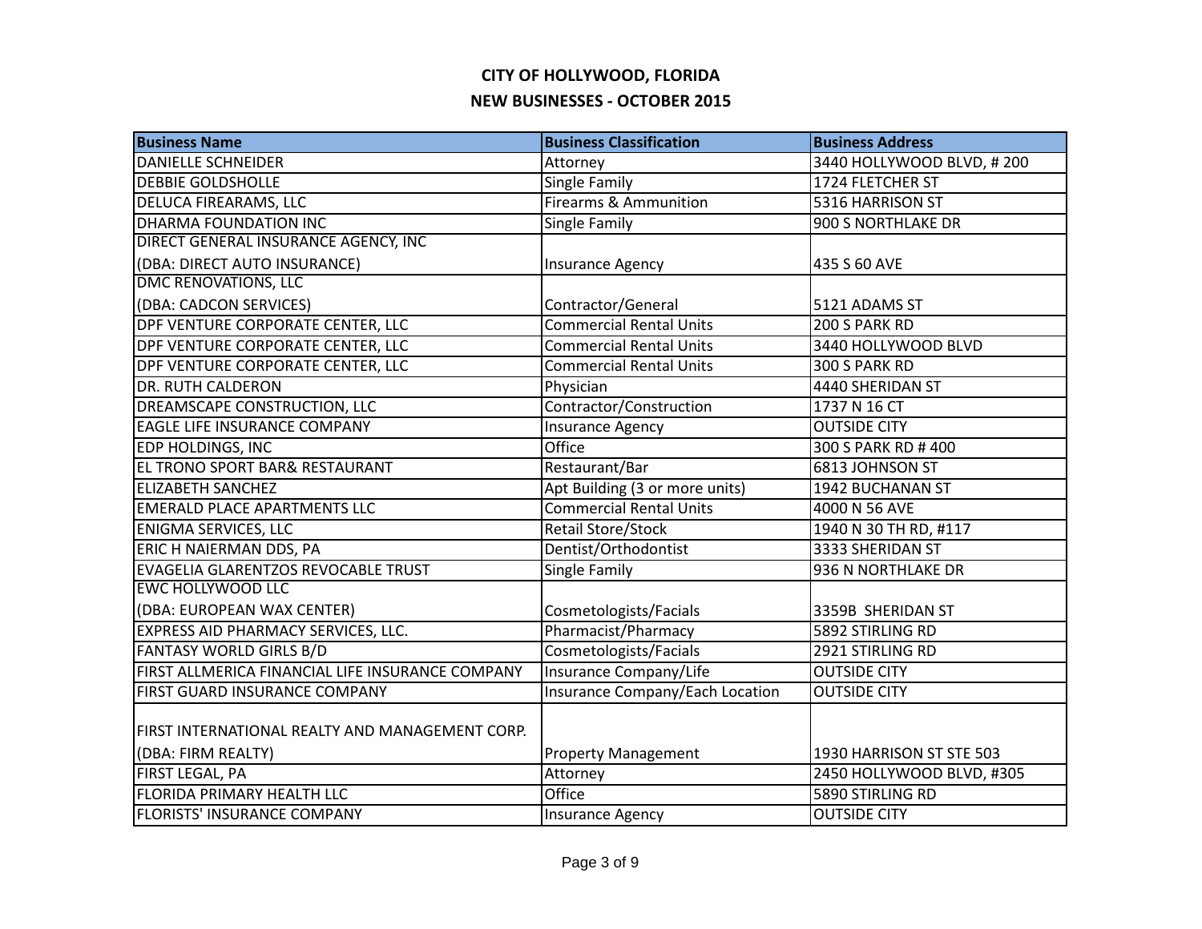# CITY OF HOLLYWOOD, FLORIDA

## NEW BUSINESSES - OCTOBER 2015

| Business Name | Business Classification | Business Address |
|---|---|---|
| DANIELLE SCHNEIDER | Attorney | 3440 HOLLYWOOD BLVD, # 200 |
| DEBBIE GOLDSHOLLE | Single Family | 1724 FLETCHER ST |
| DELUCA FIREARAMS, LLC | Firearms & Ammunition | 5316 HARRISON ST |
| DHARMA FOUNDATION INC | Single Family | 900 S NORTHLAKE DR |
| DIRECT GENERAL INSURANCE AGENCY, INC (DBA: DIRECT AUTO INSURANCE) | Insurance Agency | 435 S 60 AVE |
| DMC RENOVATIONS, LLC (DBA: CADCON SERVICES) | Contractor/General | 5121 ADAMS ST |
| DPF VENTURE CORPORATE CENTER, LLC | Commercial Rental Units | 200 S PARK RD |
| DPF VENTURE CORPORATE CENTER, LLC | Commercial Rental Units | 3440 HOLLYWOOD BLVD |
| DPF VENTURE CORPORATE CENTER, LLC | Commercial Rental Units | 300 S PARK RD |
| DR. RUTH CALDERON | Physician | 4440 SHERIDAN ST |
| DREAMSCAPE CONSTRUCTION, LLC | Contractor/Construction | 1737 N 16 CT |
| EAGLE LIFE INSURANCE COMPANY | Insurance Agency | OUTSIDE CITY |
| EDP HOLDINGS, INC | Office | 300 S PARK RD # 400 |
| EL TRONO SPORT BAR& RESTAURANT | Restaurant/Bar | 6813 JOHNSON ST |
| ELIZABETH SANCHEZ | Apt Building (3 or more units) | 1942 BUCHANAN ST |
| EMERALD PLACE APARTMENTS LLC | Commercial Rental Units | 4000 N 56 AVE |
| ENIGMA SERVICES, LLC | Retail Store/Stock | 1940 N 30 TH RD, #117 |
| ERIC H NAIERMAN DDS, PA | Dentist/Orthodontist | 3333 SHERIDAN ST |
| EVAGELIA GLARENTZOS REVOCABLE TRUST | Single Family | 936 N NORTHLAKE DR |
| EWC HOLLYWOOD LLC (DBA: EUROPEAN WAX CENTER) | Cosmetologists/Facials | 3359B SHERIDAN ST |
| EXPRESS AID PHARMACY SERVICES, LLC. | Pharmacist/Pharmacy | 5892 STIRLING RD |
| FANTASY WORLD GIRLS B/D | Cosmetologists/Facials | 2921 STIRLING RD |
| FIRST ALLMERICA FINANCIAL LIFE INSURANCE COMPANY | Insurance Company/Life | OUTSIDE CITY |
| FIRST GUARD INSURANCE COMPANY | Insurance Company/Each Location | OUTSIDE CITY |
| FIRST INTERNATIONAL REALTY AND MANAGEMENT CORP. (DBA: FIRM REALTY) | Property Management | 1930 HARRISON ST STE 503 |
| FIRST LEGAL, PA | Attorney | 2450 HOLLYWOOD BLVD, #305 |
| FLORIDA PRIMARY HEALTH LLC | Office | 5890 STIRLING RD |
| FLORISTS' INSURANCE COMPANY | Insurance Agency | OUTSIDE CITY |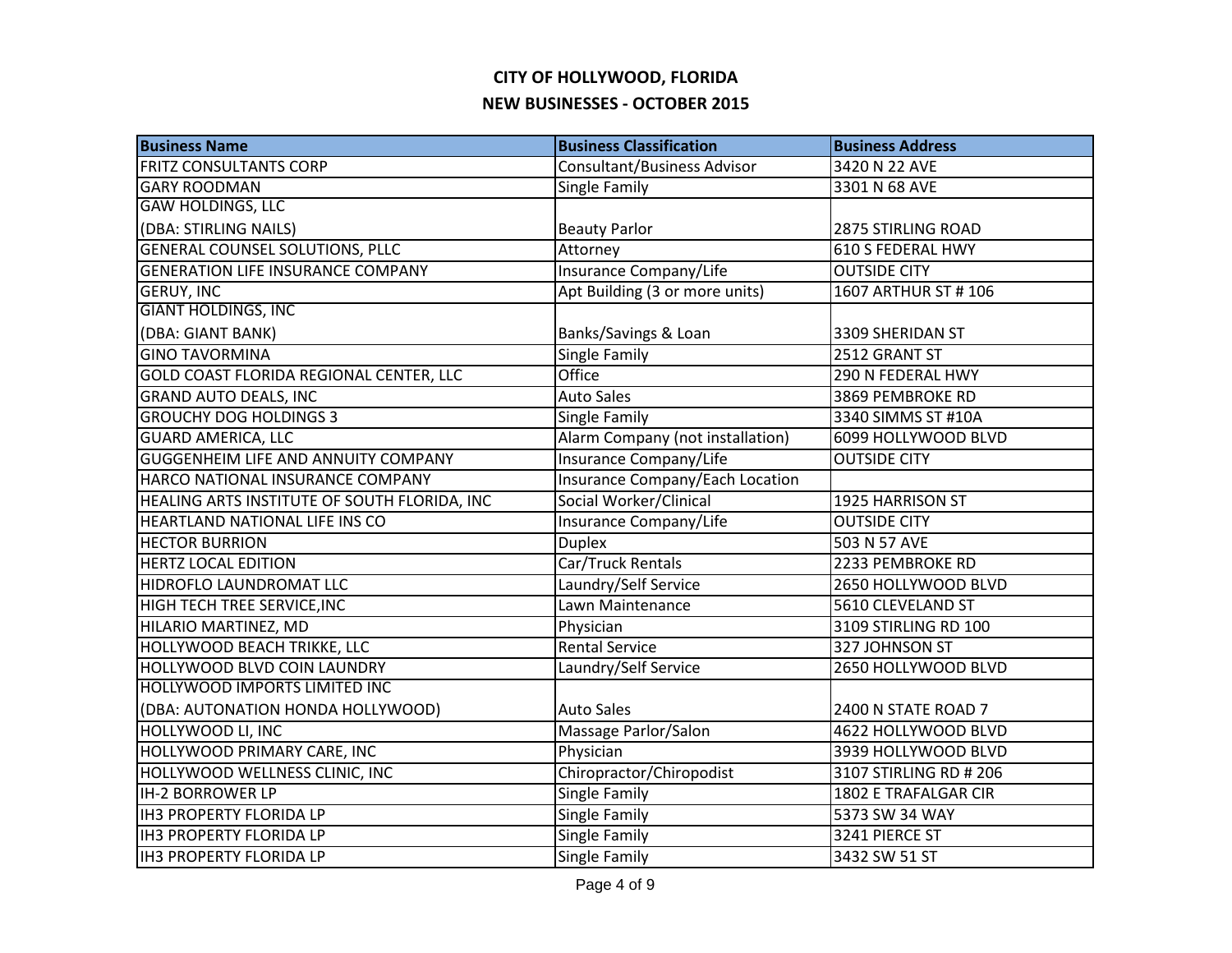# CITY OF HOLLYWOOD, FLORIDA

## NEW BUSINESSES - OCTOBER 2015

| Business Name | Business Classification | Business Address |
|---|---|---|
| FRITZ CONSULTANTS CORP | Consultant/Business Advisor | 3420 N 22 AVE |
| GARY ROODMAN | Single Family | 3301 N 68 AVE |
| GAW HOLDINGS, LLC (DBA: STIRLING NAILS) | Beauty Parlor | 2875 STIRLING ROAD |
| GENERAL COUNSEL SOLUTIONS, PLLC | Attorney | 610 S FEDERAL HWY |
| GENERATION LIFE INSURANCE COMPANY | Insurance Company/Life | OUTSIDE CITY |
| GERUY, INC | Apt Building (3 or more units) | 1607 ARTHUR ST # 106 |
| GIANT HOLDINGS, INC (DBA: GIANT BANK) | Banks/Savings & Loan | 3309 SHERIDAN ST |
| GINO TAVORMINA | Single Family | 2512 GRANT ST |
| GOLD COAST FLORIDA REGIONAL CENTER, LLC | Office | 290 N FEDERAL HWY |
| GRAND AUTO DEALS, INC | Auto Sales | 3869 PEMBROKE RD |
| GROUCHY DOG HOLDINGS 3 | Single Family | 3340 SIMMS ST #10A |
| GUARD AMERICA, LLC | Alarm Company (not installation) | 6099 HOLLYWOOD BLVD |
| GUGGENHEIM LIFE AND ANNUITY COMPANY | Insurance Company/Life | OUTSIDE CITY |
| HARCO NATIONAL INSURANCE COMPANY | Insurance Company/Each Location | |
| HEALING ARTS INSTITUTE OF SOUTH FLORIDA, INC | Social Worker/Clinical | 1925 HARRISON ST |
| HEARTLAND NATIONAL LIFE INS CO | Insurance Company/Life | OUTSIDE CITY |
| HECTOR BURRION | Duplex | 503 N 57 AVE |
| HERTZ LOCAL EDITION | Car/Truck Rentals | 2233 PEMBROKE RD |
| HIDROFLO LAUNDROMAT LLC | Laundry/Self Service | 2650 HOLLYWOOD BLVD |
| HIGH TECH TREE SERVICE,INC | Lawn Maintenance | 5610 CLEVELAND ST |
| HILARIO MARTINEZ, MD | Physician | 3109 STIRLING RD 100 |
| HOLLYWOOD BEACH TRIKKE, LLC | Rental Service | 327 JOHNSON ST |
| HOLLYWOOD BLVD COIN LAUNDRY | Laundry/Self Service | 2650 HOLLYWOOD BLVD |
| HOLLYWOOD IMPORTS LIMITED INC (DBA: AUTONATION HONDA HOLLYWOOD) | Auto Sales | 2400 N STATE ROAD 7 |
| HOLLYWOOD LI, INC | Massage Parlor/Salon | 4622 HOLLYWOOD BLVD |
| HOLLYWOOD PRIMARY CARE, INC | Physician | 3939 HOLLYWOOD BLVD |
| HOLLYWOOD WELLNESS CLINIC, INC | Chiropractor/Chiropodist | 3107 STIRLING RD # 206 |
| IH-2 BORROWER LP | Single Family | 1802 E TRAFALGAR CIR |
| IH3 PROPERTY FLORIDA LP | Single Family | 5373 SW 34 WAY |
| IH3 PROPERTY FLORIDA LP | Single Family | 3241 PIERCE ST |
| IH3 PROPERTY FLORIDA LP | Single Family | 3432 SW 51 ST |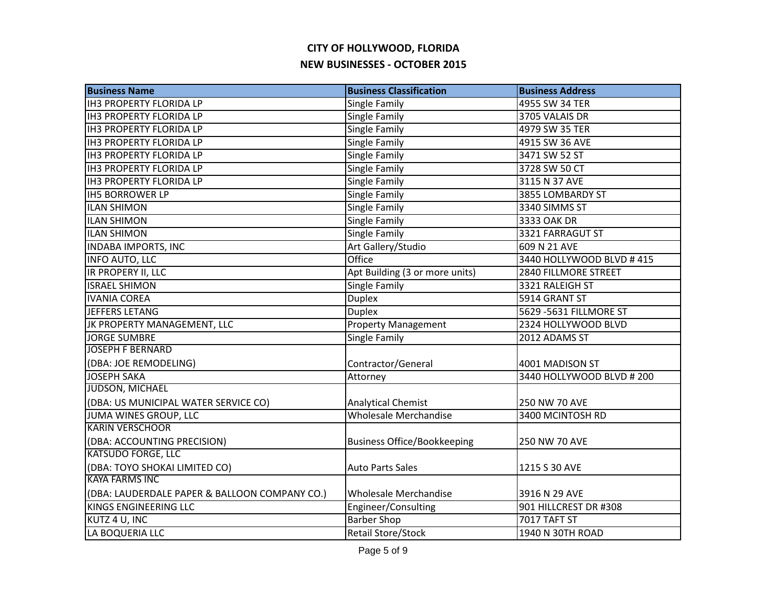# CITY OF HOLLYWOOD, FLORIDA

## NEW BUSINESSES - OCTOBER 2015

| Business Name | Business Classification | Business Address |
|---|---|---|
| IH3 PROPERTY FLORIDA LP | Single Family | 4955 SW 34 TER |
| IH3 PROPERTY FLORIDA LP | Single Family | 3705 VALAIS DR |
| IH3 PROPERTY FLORIDA LP | Single Family | 4979 SW 35 TER |
| IH3 PROPERTY FLORIDA LP | Single Family | 4915 SW 36 AVE |
| IH3 PROPERTY FLORIDA LP | Single Family | 3471 SW 52 ST |
| IH3 PROPERTY FLORIDA LP | Single Family | 3728 SW 50 CT |
| IH3 PROPERTY FLORIDA LP | Single Family | 3115 N 37 AVE |
| IH5 BORROWER LP | Single Family | 3855 LOMBARDY ST |
| ILAN SHIMON | Single Family | 3340 SIMMS ST |
| ILAN SHIMON | Single Family | 3333 OAK DR |
| ILAN SHIMON | Single Family | 3321 FARRAGUT ST |
| INDABA IMPORTS, INC | Art Gallery/Studio | 609 N 21 AVE |
| INFO AUTO, LLC | Office | 3440 HOLLYWOOD BLVD # 415 |
| IR PROPERY II, LLC | Apt Building (3 or more units) | 2840 FILLMORE STREET |
| ISRAEL SHIMON | Single Family | 3321 RALEIGH ST |
| IVANIA COREA | Duplex | 5914 GRANT ST |
| JEFFERS LETANG | Duplex | 5629 -5631 FILLMORE ST |
| JK PROPERTY MANAGEMENT, LLC | Property Management | 2324 HOLLYWOOD BLVD |
| JORGE SUMBRE | Single Family | 2012 ADAMS ST |
| JOSEPH F BERNARD (DBA: JOE REMODELING) | Contractor/General | 4001 MADISON ST |
| JOSEPH SAKA | Attorney | 3440 HOLLYWOOD BLVD # 200 |
| JUDSON, MICHAEL (DBA: US MUNICIPAL WATER SERVICE CO) | Analytical Chemist | 250 NW 70 AVE |
| JUMA WINES GROUP, LLC | Wholesale Merchandise | 3400 MCINTOSH RD |
| KARIN VERSCHOOR (DBA: ACCOUNTING PRECISION) | Business Office/Bookkeeping | 250 NW 70 AVE |
| KATSUDO FORGE, LLC (DBA: TOYO SHOKAI LIMITED CO) | Auto Parts Sales | 1215 S 30 AVE |
| KAYA FARMS INC (DBA: LAUDERDALE PAPER & BALLOON COMPANY CO.) | Wholesale Merchandise | 3916 N 29 AVE |
| KINGS ENGINEERING LLC | Engineer/Consulting | 901 HILLCREST DR #308 |
| KUTZ 4 U, INC | Barber Shop | 7017 TAFT ST |
| LA BOQUERIA LLC | Retail Store/Stock | 1940 N 30TH ROAD |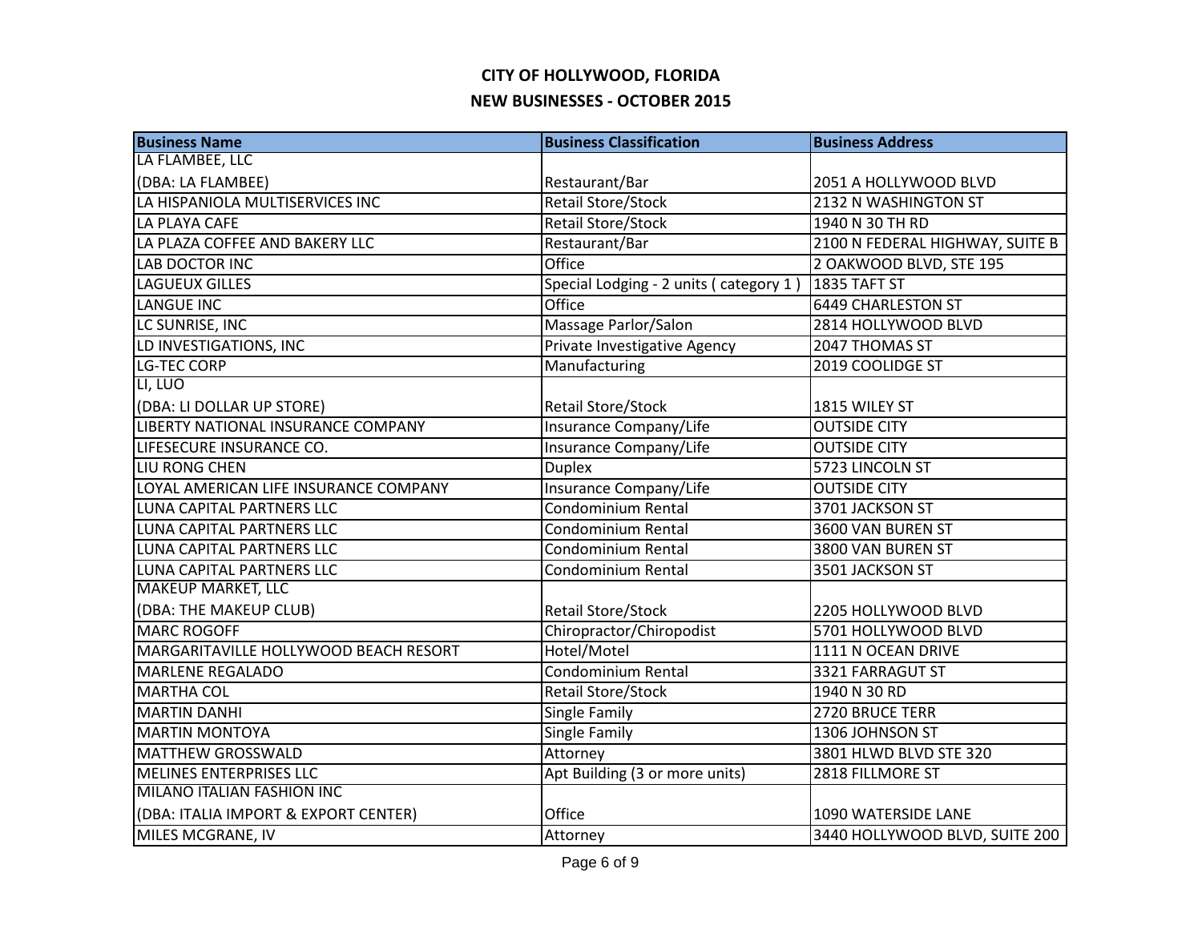# CITY OF HOLLYWOOD, FLORIDA

## NEW BUSINESSES - OCTOBER 2015

| Business Name | Business Classification | Business Address |
|---|---|---|
| LA FLAMBEE, LLC (DBA: LA FLAMBEE) | Restaurant/Bar | 2051 A HOLLYWOOD BLVD |
| LA HISPANIOLA MULTISERVICES INC | Retail Store/Stock | 2132 N WASHINGTON ST |
| LA PLAYA CAFE | Retail Store/Stock | 1940 N 30 TH RD |
| LA PLAZA COFFEE AND BAKERY LLC | Restaurant/Bar | 2100 N FEDERAL HIGHWAY, SUITE B |
| LAB DOCTOR INC | Office | 2 OAKWOOD BLVD, STE 195 |
| LAGUEUX GILLES | Special Lodging - 2 units ( category 1 ) | 1835 TAFT ST |
| LANGUE INC | Office | 6449 CHARLESTON ST |
| LC SUNRISE, INC | Massage Parlor/Salon | 2814 HOLLYWOOD BLVD |
| LD INVESTIGATIONS, INC | Private Investigative Agency | 2047 THOMAS ST |
| LG-TEC CORP | Manufacturing | 2019 COOLIDGE ST |
| LI, LUO (DBA: LI DOLLAR UP STORE) | Retail Store/Stock | 1815 WILEY ST |
| LIBERTY NATIONAL INSURANCE COMPANY | Insurance Company/Life | OUTSIDE CITY |
| LIFESECURE INSURANCE CO. | Insurance Company/Life | OUTSIDE CITY |
| LIU RONG CHEN | Duplex | 5723 LINCOLN ST |
| LOYAL AMERICAN LIFE INSURANCE COMPANY | Insurance Company/Life | OUTSIDE CITY |
| LUNA CAPITAL PARTNERS LLC | Condominium Rental | 3701 JACKSON ST |
| LUNA CAPITAL PARTNERS LLC | Condominium Rental | 3600 VAN BUREN ST |
| LUNA CAPITAL PARTNERS LLC | Condominium Rental | 3800 VAN BUREN ST |
| LUNA CAPITAL PARTNERS LLC | Condominium Rental | 3501 JACKSON ST |
| MAKEUP MARKET, LLC (DBA: THE MAKEUP CLUB) | Retail Store/Stock | 2205 HOLLYWOOD BLVD |
| MARC ROGOFF | Chiropractor/Chiropodist | 5701 HOLLYWOOD BLVD |
| MARGARITAVILLE HOLLYWOOD BEACH RESORT | Hotel/Motel | 1111 N OCEAN DRIVE |
| MARLENE REGALADO | Condominium Rental | 3321 FARRAGUT ST |
| MARTHA COL | Retail Store/Stock | 1940 N 30 RD |
| MARTIN DANHI | Single Family | 2720 BRUCE TERR |
| MARTIN MONTOYA | Single Family | 1306 JOHNSON ST |
| MATTHEW GROSSWALD | Attorney | 3801 HLWD BLVD STE 320 |
| MELINES ENTERPRISES LLC | Apt Building (3 or more units) | 2818 FILLMORE ST |
| MILANO ITALIAN FASHION INC (DBA: ITALIA IMPORT & EXPORT CENTER) | Office | 1090 WATERSIDE LANE |
| MILES MCGRANE, IV | Attorney | 3440 HOLLYWOOD BLVD, SUITE 200 |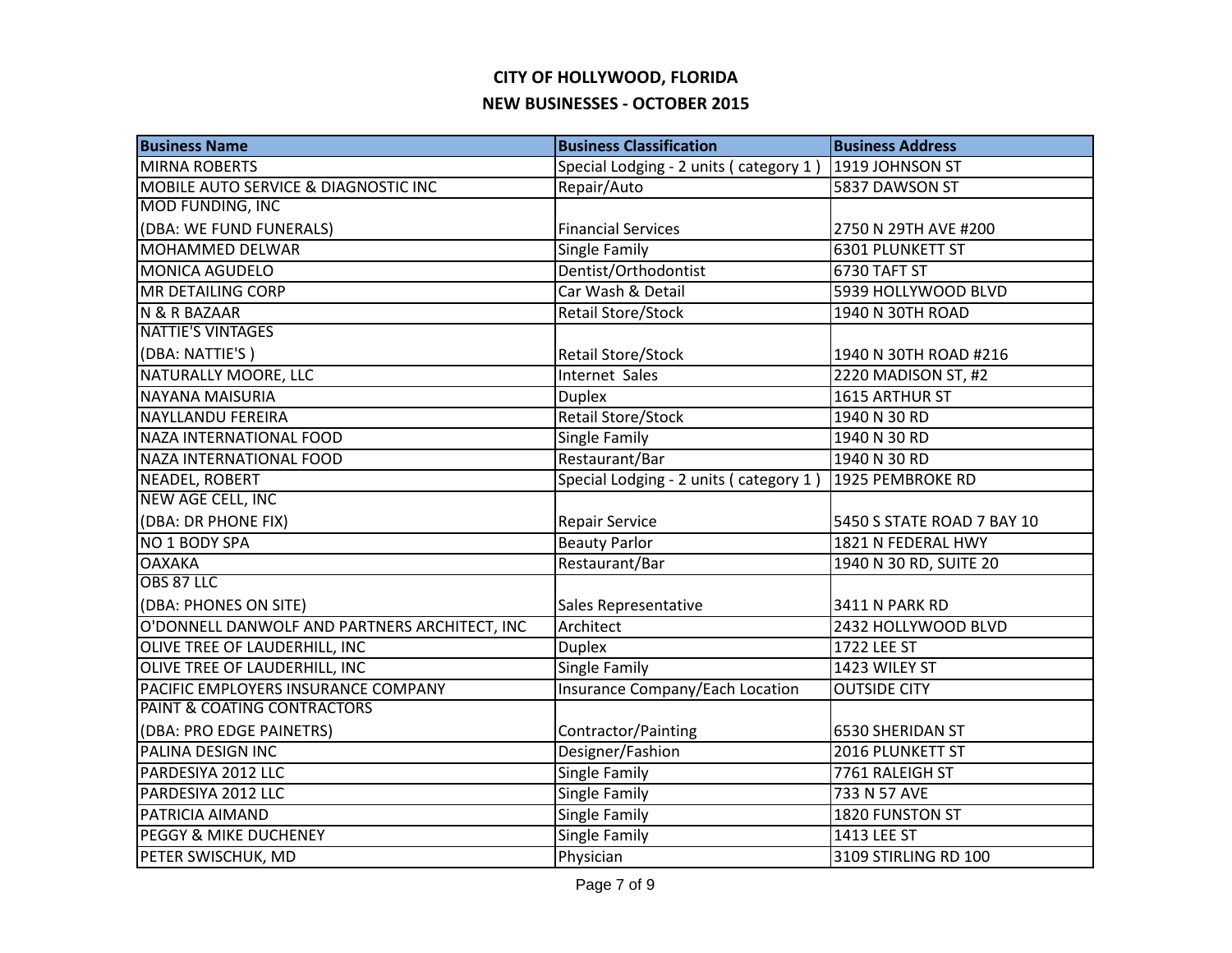# CITY OF HOLLYWOOD, FLORIDA

## NEW BUSINESSES - OCTOBER 2015

| Business Name | Business Classification | Business Address |
|---|---|---|
| MIRNA ROBERTS | Special Lodging - 2 units ( category 1 ) | 1919 JOHNSON ST |
| MOBILE AUTO SERVICE & DIAGNOSTIC INC | Repair/Auto | 5837 DAWSON ST |
| MOD FUNDING, INC (DBA: WE FUND FUNERALS) | Financial Services | 2750 N 29TH AVE #200 |
| MOHAMMED DELWAR | Single Family | 6301 PLUNKETT ST |
| MONICA AGUDELO | Dentist/Orthodontist | 6730 TAFT ST |
| MR DETAILING CORP | Car Wash & Detail | 5939 HOLLYWOOD BLVD |
| N & R BAZAAR | Retail Store/Stock | 1940 N 30TH ROAD |
| NATTIE'S VINTAGES (DBA: NATTIE'S ) | Retail Store/Stock | 1940 N 30TH ROAD #216 |
| NATURALLY MOORE, LLC | Internet Sales | 2220 MADISON ST, #2 |
| NAYANA MAISURIA | Duplex | 1615 ARTHUR ST |
| NAYLLANDU FEREIRA | Retail Store/Stock | 1940 N 30 RD |
| NAZA INTERNATIONAL FOOD | Single Family | 1940 N 30 RD |
| NAZA INTERNATIONAL FOOD | Restaurant/Bar | 1940 N 30 RD |
| NEADEL, ROBERT | Special Lodging - 2 units ( category 1 ) | 1925 PEMBROKE RD |
| NEW AGE CELL, INC (DBA: DR PHONE FIX) | Repair Service | 5450 S STATE ROAD 7 BAY 10 |
| NO 1 BODY SPA | Beauty Parlor | 1821 N FEDERAL HWY |
| OAXAKA | Restaurant/Bar | 1940 N 30 RD, SUITE 20 |
| OBS 87 LLC (DBA: PHONES ON SITE) | Sales Representative | 3411 N PARK RD |
| O'DONNELL DANWOLF AND PARTNERS ARCHITECT, INC | Architect | 2432 HOLLYWOOD BLVD |
| OLIVE TREE OF LAUDERHILL, INC | Duplex | 1722 LEE ST |
| OLIVE TREE OF LAUDERHILL, INC | Single Family | 1423 WILEY ST |
| PACIFIC EMPLOYERS INSURANCE COMPANY | Insurance Company/Each Location | OUTSIDE CITY |
| PAINT & COATING CONTRACTORS (DBA: PRO EDGE PAINETRS) | Contractor/Painting | 6530 SHERIDAN ST |
| PALINA DESIGN INC | Designer/Fashion | 2016 PLUNKETT ST |
| PARDESIYA 2012 LLC | Single Family | 7761 RALEIGH ST |
| PARDESIYA 2012 LLC | Single Family | 733 N 57 AVE |
| PATRICIA AIMAND | Single Family | 1820 FUNSTON ST |
| PEGGY & MIKE DUCHENEY | Single Family | 1413 LEE ST |
| PETER SWISCHUK, MD | Physician | 3109 STIRLING RD 100 |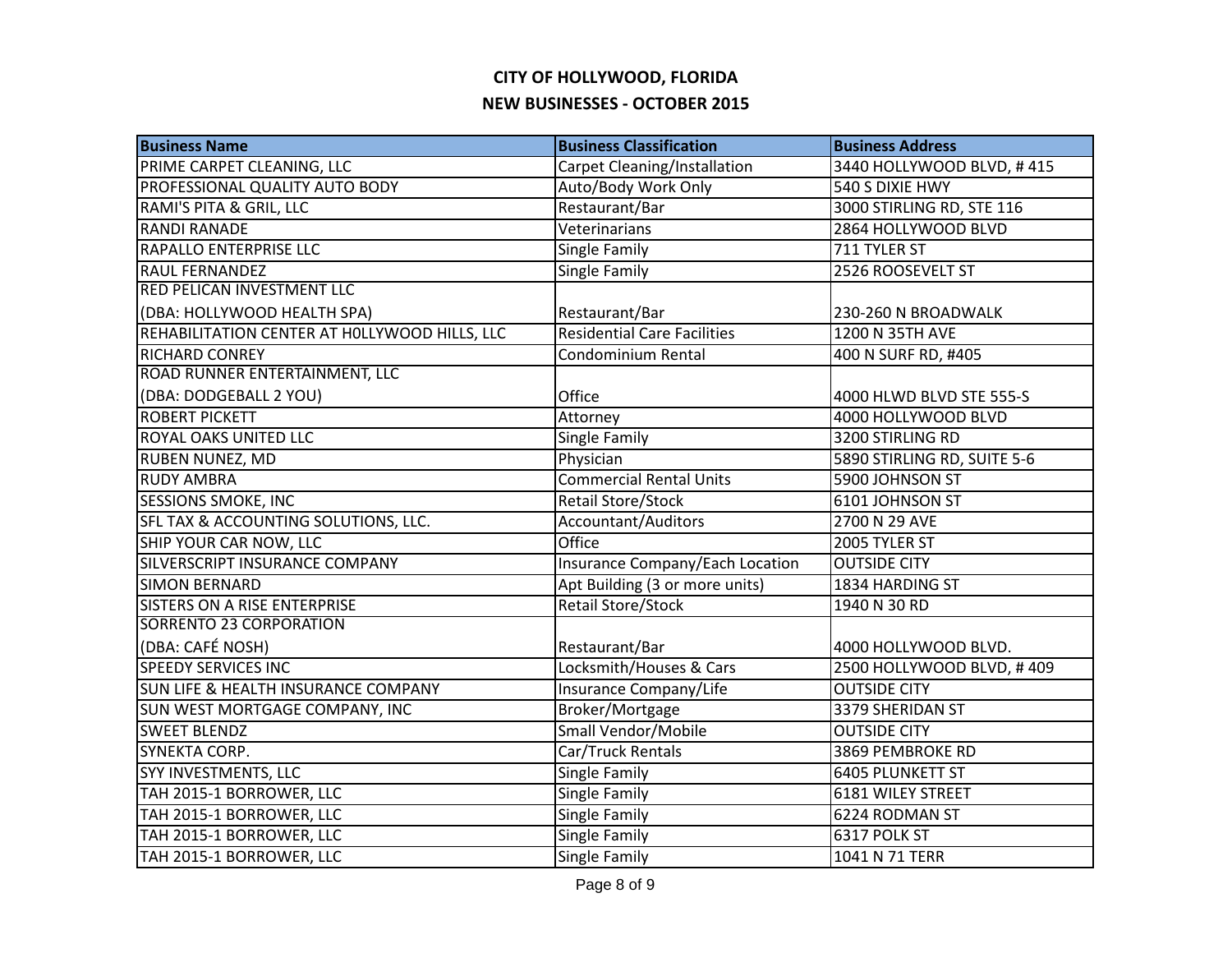# CITY OF HOLLYWOOD, FLORIDA

## NEW BUSINESSES - OCTOBER 2015

| Business Name | Business Classification | Business Address |
|---|---|---|
| PRIME CARPET CLEANING, LLC | Carpet Cleaning/Installation | 3440 HOLLYWOOD BLVD, # 415 |
| PROFESSIONAL QUALITY AUTO BODY | Auto/Body Work Only | 540 S DIXIE HWY |
| RAMI'S PITA & GRIL, LLC | Restaurant/Bar | 3000 STIRLING RD, STE 116 |
| RANDI RANADE | Veterinarians | 2864 HOLLYWOOD BLVD |
| RAPALLO ENTERPRISE LLC | Single Family | 711 TYLER ST |
| RAUL FERNANDEZ | Single Family | 2526 ROOSEVELT ST |
| RED PELICAN INVESTMENT LLC (DBA: HOLLYWOOD HEALTH SPA) | Restaurant/Bar | 230-260 N BROADWALK |
| REHABILITATION CENTER AT H0LLYWOOD HILLS, LLC | Residential Care Facilities | 1200 N 35TH AVE |
| RICHARD CONREY | Condominium Rental | 400 N SURF RD, #405 |
| ROAD RUNNER ENTERTAINMENT, LLC (DBA: DODGEBALL 2 YOU) | Office | 4000 HLWD BLVD STE 555-S |
| ROBERT PICKETT | Attorney | 4000 HOLLYWOOD BLVD |
| ROYAL OAKS UNITED LLC | Single Family | 3200 STIRLING RD |
| RUBEN NUNEZ, MD | Physician | 5890 STIRLING RD, SUITE 5-6 |
| RUDY AMBRA | Commercial Rental Units | 5900 JOHNSON ST |
| SESSIONS SMOKE, INC | Retail Store/Stock | 6101 JOHNSON ST |
| SFL TAX & ACCOUNTING SOLUTIONS, LLC. | Accountant/Auditors | 2700 N 29 AVE |
| SHIP YOUR CAR NOW, LLC | Office | 2005 TYLER ST |
| SILVERSCRIPT INSURANCE COMPANY | Insurance Company/Each Location | OUTSIDE CITY |
| SIMON BERNARD | Apt Building (3 or more units) | 1834 HARDING ST |
| SISTERS ON A RISE ENTERPRISE | Retail Store/Stock | 1940 N 30 RD |
| SORRENTO 23 CORPORATION (DBA: CAFÉ NOSH) | Restaurant/Bar | 4000 HOLLYWOOD BLVD. |
| SPEEDY SERVICES INC | Locksmith/Houses & Cars | 2500 HOLLYWOOD BLVD, # 409 |
| SUN LIFE & HEALTH INSURANCE COMPANY | Insurance Company/Life | OUTSIDE CITY |
| SUN WEST MORTGAGE COMPANY, INC | Broker/Mortgage | 3379 SHERIDAN ST |
| SWEET BLENDZ | Small Vendor/Mobile | OUTSIDE CITY |
| SYNEKTA CORP. | Car/Truck Rentals | 3869 PEMBROKE RD |
| SYY INVESTMENTS, LLC | Single Family | 6405 PLUNKETT ST |
| TAH 2015-1 BORROWER, LLC | Single Family | 6181 WILEY STREET |
| TAH 2015-1 BORROWER, LLC | Single Family | 6224 RODMAN ST |
| TAH 2015-1 BORROWER, LLC | Single Family | 6317 POLK ST |
| TAH 2015-1 BORROWER, LLC | Single Family | 1041 N 71 TERR |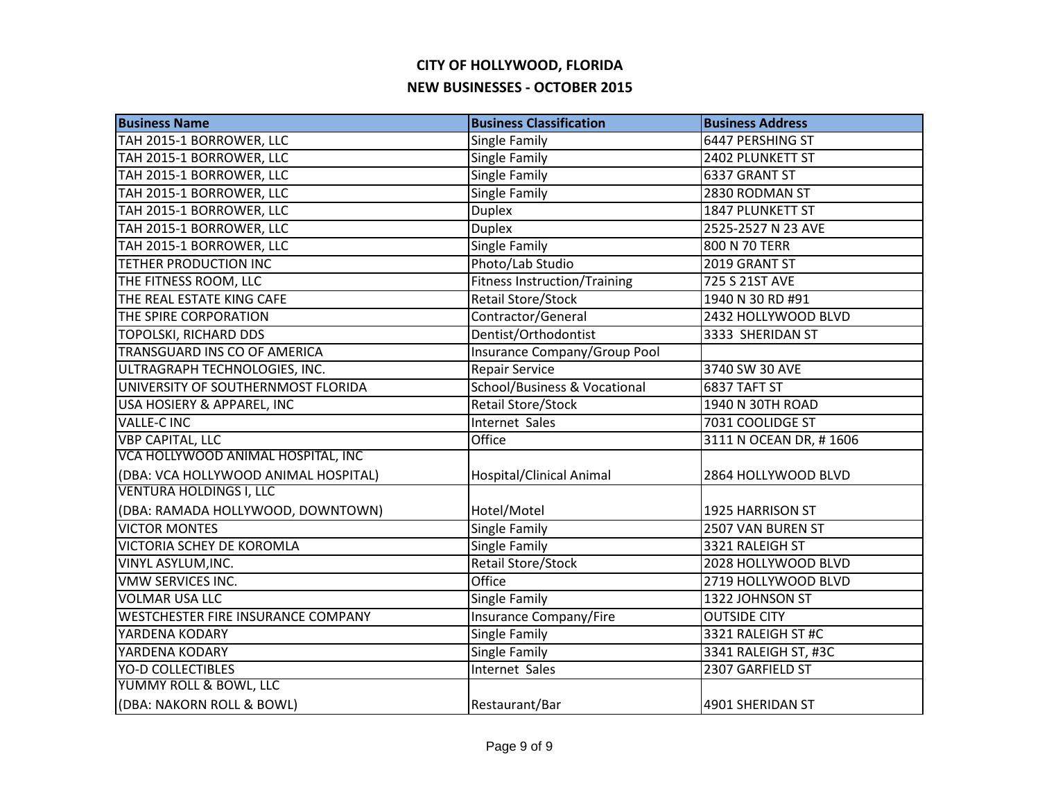# CITY OF HOLLYWOOD, FLORIDA

## NEW BUSINESSES - OCTOBER 2015

| Business Name | Business Classification | Business Address |
|---|---|---|
| TAH 2015-1 BORROWER, LLC | Single Family | 6447 PERSHING ST |
| TAH 2015-1 BORROWER, LLC | Single Family | 2402 PLUNKETT ST |
| TAH 2015-1 BORROWER, LLC | Single Family | 6337 GRANT ST |
| TAH 2015-1 BORROWER, LLC | Single Family | 2830 RODMAN ST |
| TAH 2015-1 BORROWER, LLC | Duplex | 1847 PLUNKETT ST |
| TAH 2015-1 BORROWER, LLC | Duplex | 2525-2527 N 23 AVE |
| TAH 2015-1 BORROWER, LLC | Single Family | 800 N 70 TERR |
| TETHER PRODUCTION INC | Photo/Lab Studio | 2019 GRANT ST |
| THE FITNESS ROOM, LLC | Fitness Instruction/Training | 725 S 21ST AVE |
| THE REAL ESTATE KING CAFE | Retail Store/Stock | 1940 N 30 RD #91 |
| THE SPIRE CORPORATION | Contractor/General | 2432 HOLLYWOOD BLVD |
| TOPOLSKI, RICHARD DDS | Dentist/Orthodontist | 3333 SHERIDAN ST |
| TRANSGUARD INS CO OF AMERICA | Insurance Company/Group Pool | |
| ULTRAGRAPH TECHNOLOGIES, INC. | Repair Service | 3740 SW 30 AVE |
| UNIVERSITY OF SOUTHERNMOST FLORIDA | School/Business & Vocational | 6837 TAFT ST |
| USA HOSIERY & APPAREL, INC | Retail Store/Stock | 1940 N 30TH ROAD |
| VALLE-C INC | Internet Sales | 7031 COOLIDGE ST |
| VBP CAPITAL, LLC | Office | 3111 N OCEAN DR, # 1606 |
| VCA HOLLYWOOD ANIMAL HOSPITAL, INC (DBA: VCA HOLLYWOOD ANIMAL HOSPITAL) | Hospital/Clinical Animal | 2864 HOLLYWOOD BLVD |
| VENTURA HOLDINGS I, LLC (DBA: RAMADA HOLLYWOOD, DOWNTOWN) | Hotel/Motel | 1925 HARRISON ST |
| VICTOR MONTES | Single Family | 2507 VAN BUREN ST |
| VICTORIA SCHEY DE KOROMLA | Single Family | 3321 RALEIGH ST |
| VINYL ASYLUM,INC. | Retail Store/Stock | 2028 HOLLYWOOD BLVD |
| VMW SERVICES INC. | Office | 2719 HOLLYWOOD BLVD |
| VOLMAR USA LLC | Single Family | 1322 JOHNSON ST |
| WESTCHESTER FIRE INSURANCE COMPANY | Insurance Company/Fire | OUTSIDE CITY |
| YARDENA KODARY | Single Family | 3321 RALEIGH ST #C |
| YARDENA KODARY | Single Family | 3341 RALEIGH ST, #3C |
| YO-D COLLECTIBLES | Internet Sales | 2307 GARFIELD ST |
| YUMMY ROLL & BOWL, LLC (DBA: NAKORN ROLL & BOWL) | Restaurant/Bar | 4901 SHERIDAN ST |